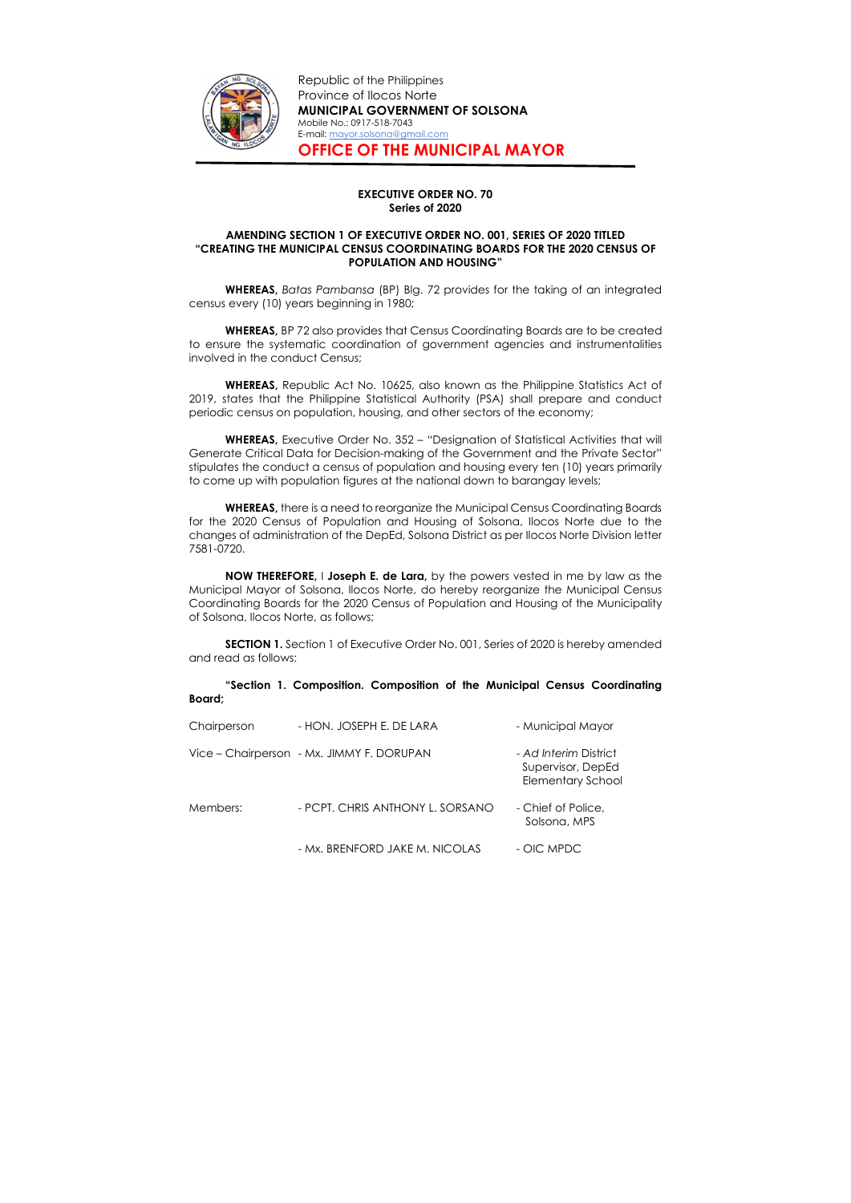Republic of the Philippines
Province of Ilocos Norte
**MUNICIPAL GOVERNMENT OF SOLSONA**
Mobile No.: 0917-518-7043
E-mail: mayor.solsona@gmail.com

# OFFICE OF THE MUNICIPAL MAYOR

**EXECUTIVE ORDER NO. 70**
**Series of 2020**

**AMENDING SECTION 1 OF EXECUTIVE ORDER NO. 001, SERIES OF 2020 TITLED "CREATING THE MUNICIPAL CENSUS COORDINATING BOARDS FOR THE 2020 CENSUS OF POPULATION AND HOUSING"**

**WHEREAS,** *Batas Pambansa* (BP) Blg. 72 provides for the taking of an integrated census every (10) years beginning in 1980;

**WHEREAS,** BP 72 also provides that Census Coordinating Boards are to be created to ensure the systematic coordination of government agencies and instrumentalities involved in the conduct Census;

**WHEREAS,** Republic Act No. 10625, also known as the Philippine Statistics Act of 2019, states that the Philippine Statistical Authority (PSA) shall prepare and conduct periodic census on population, housing, and other sectors of the economy;

**WHEREAS,** Executive Order No. 352 – "Designation of Statistical Activities that will Generate Critical Data for Decision-making of the Government and the Private Sector" stipulates the conduct a census of population and housing every ten (10) years primarily to come up with population figures at the national down to barangay levels;

**WHEREAS,** there is a need to reorganize the Municipal Census Coordinating Boards for the 2020 Census of Population and Housing of Solsona, Ilocos Norte due to the changes of administration of the DepEd, Solsona District as per Ilocos Norte Division letter 7581-0720.

**NOW THEREFORE,** I **Joseph E. de Lara,** by the powers vested in me by law as the Municipal Mayor of Solsona, Ilocos Norte, do hereby reorganize the Municipal Census Coordinating Boards for the 2020 Census of Population and Housing of the Municipality of Solsona, Ilocos Norte, as follows;

**SECTION 1.** Section 1 of Executive Order No. 001, Series of 2020 is hereby amended and read as follows:

**"Section 1. Composition. Composition of the Municipal Census Coordinating Board;**

| | | |
|---|---|---|
| Chairperson | - HON. JOSEPH E. DE LARA | - Municipal Mayor |
| Vice – Chairperson | - Mx. JIMMY F. DORUPAN | - *Ad Interim* District Supervisor, DepEd Elementary School |
| Members: | - PCPT. CHRIS ANTHONY L. SORSANO | - Chief of Police, Solsona, MPS |
| | - Mx. BRENFORD JAKE M. NICOLAS | - OIC MPDC |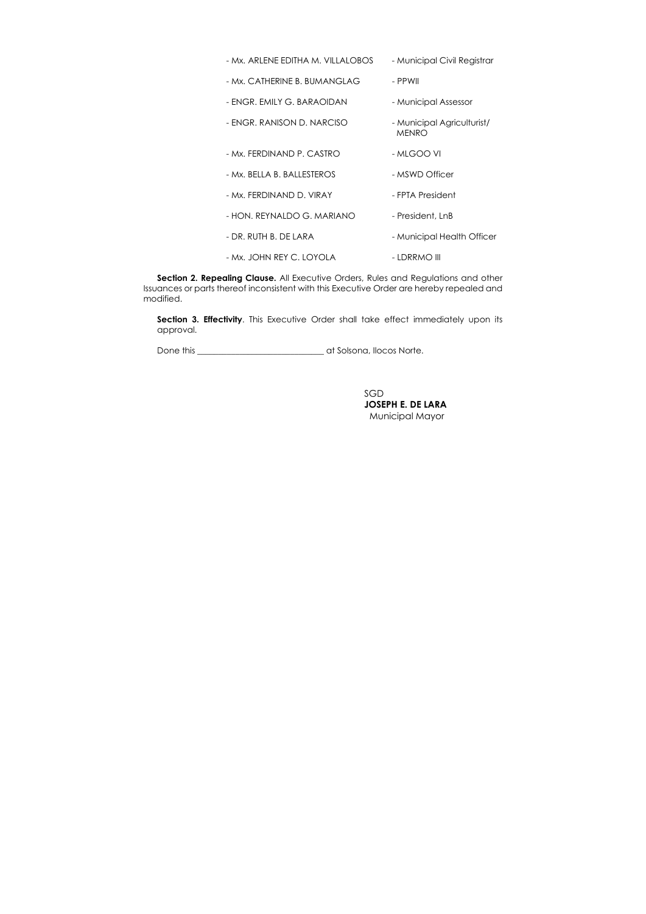| | |
|---|---|
| - Mx. ARLENE EDITHA M. VILLALOBOS | - Municipal Civil Registrar |
| - Mx. CATHERINE B. BUMANGLAG | - PPWII |
| - ENGR. EMILY G. BARAOIDAN | - Municipal Assessor |
| - ENGR. RANISON D. NARCISO | - Municipal Agriculturist/ MENRO |
| - Mx. FERDINAND P. CASTRO | - MLGOO VI |
| - Mx. BELLA B. BALLESTEROS | - MSWD Officer |
| - Mx. FERDINAND D. VIRAY | - FPTA President |
| - HON. REYNALDO G. MARIANO | - President, LnB |
| - DR. RUTH B. DE LARA | - Municipal Health Officer |
| - Mx. JOHN REY C. LOYOLA | - LDRRMO III |

**Section 2. Repealing Clause.** All Executive Orders, Rules and Regulations and other Issuances or parts thereof inconsistent with this Executive Order are hereby repealed and modified.

**Section 3. Effectivity**. This Executive Order shall take effect immediately upon its approval.

Done this ____________________________ at Solsona, Ilocos Norte.

SGD
**JOSEPH E. DE LARA**
Municipal Mayor